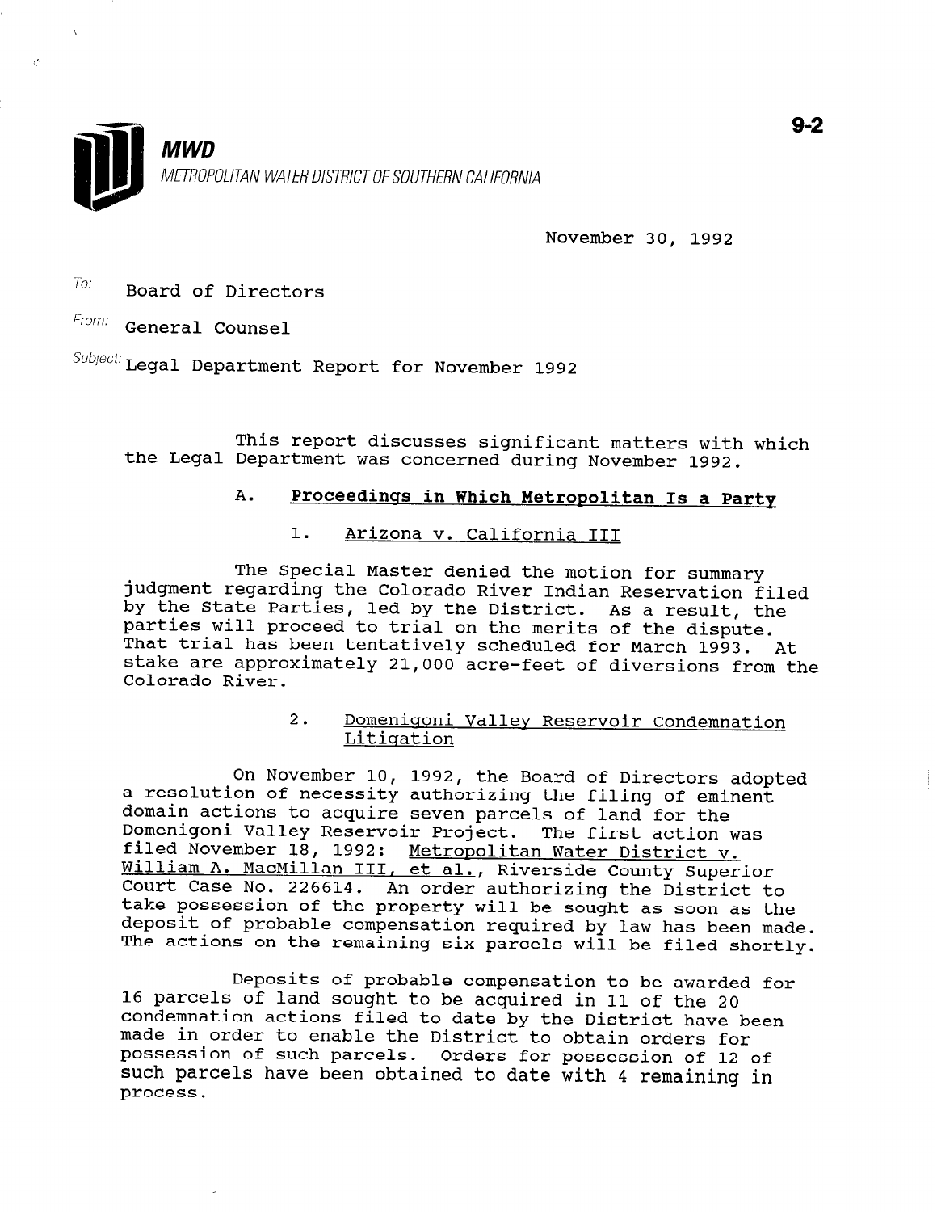**MWD**

METROPOLITAN WATER DISTRICT OF SOUTHERN CALIFORNIA

9-2

November 30, 1992

To: Board of Directors

From: General Counsel

Subject: Legal Department Report for November 1992

This report discusses significant matters with which the Legal Department was concerned during November 1992.

## A. Proceedings in Which Metropolitan Is a Party

### 1. Arizona v. California III

The Special Master denied the motion for summary judgment regarding the Colorado River Indian Reservation filed by the State Parties, led by the District. As a result, the parties will proceed to trial on the merits of the dispute. That trial has been tentatively scheduled for March 1993. At stake are approximately 21,000 acre-feet of diversions from the Colorado River.

### 2. Domenigoni Valley Reservoir Condemnation Litigation

On November 10, 1992, the Board of Directors adopted a resolution of necessity authorizing the filing of eminent domain actions to acquire seven parcels of land for the Domenigoni Valley Reservoir Project. The first action was filed November 18, 1992: Metropolitan Water District v. William A. MacMillan III, et al., Riverside County Superior Court Case No. 226614. An order authorizing the District to take possession of the property will be sought as soon as the deposit of probable compensation required by law has been made. The actions on the remaining six parcels will be filed shortly.

Deposits of probable compensation to be awarded for 16 parcels of land sought to be acquired in 11 of the 20 condemnation actions filed to date by the District have been made in order to enable the District to obtain orders for possession of such parcels. Orders for possession of 12 of such parcels have been obtained to date with 4 remaining in process.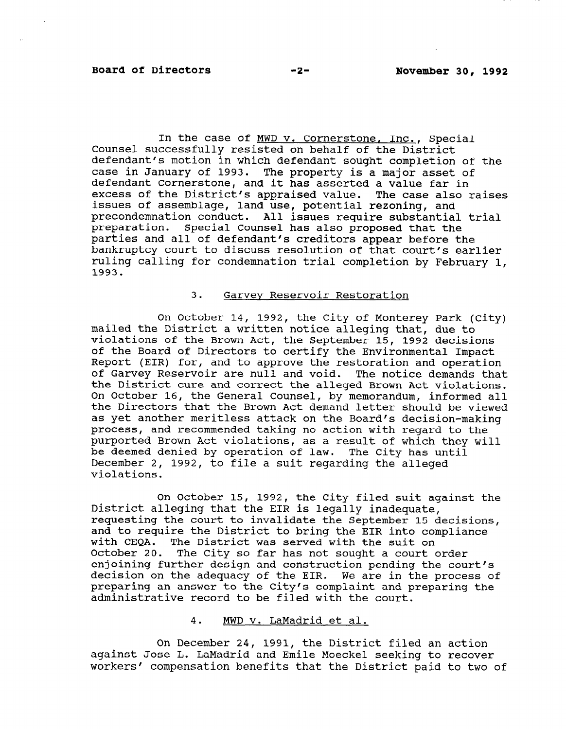In the case of MWD v. Cornerstone, Inc., Special Counsel successfully resisted on behalf of the District defendant's motion in which defendant sought completion of the case in January of 1993. The property is a major asset of defendant Cornerstone, and it has asserted a value far in excess of the District's appraised value. The case also raises issues of assemblage, land use, potential rezoning, and precondemnation conduct. All issues require substantial trial preparation. Special Counsel has also proposed that the parties and all of defendant's creditors appear before the bankruptcy court to discuss resolution of that court's earlier ruling calling for condemnation trial completion by February 1, 1993.

### 3. Garvey Reservoir Restoration

On October 14, 1992, the City of Monterey Park (City) mailed the District a written notice alleging that, due to violations of the Brown Act, the September 15, 1992 decisions of the Board of Directors to certify the Environmental Impact Report (EIR) for, and to approve the restoration and operation of Garvey Reservoir are null and void. The notice demands that the District cure and correct the alleged Brown Act violations. On October 16, the General Counsel, by memorandum, informed all the Directors that the Brown Act demand letter should be viewed as yet another meritless attack on the Board's decision-making process, and recommended taking no action with regard to the purported Brown Act violations, as a result of which they will be deemed denied by operation of law. The City has until December 2, 1992, to file a suit regarding the alleged violations.

On October 15, 1992, the City filed suit against the District alleging that the EIR is legally inadequate, requesting the court to invalidate the September 15 decisions, and to require the District to bring the EIR into compliance with CEQA. The District was served with the suit on October 20. The City so far has not sought a court order enjoining further design and construction pending the court's decision on the adequacy of the EIR. We are in the process of preparing an answer to the City's complaint and preparing the administrative record to be filed with the court.

### 4. MWD v. LaMadrid et al.

On December 24, 1991, the District filed an action against Jose L. LaMadrid and Emile Moeckel seeking to recover workers' compensation benefits that the District paid to two of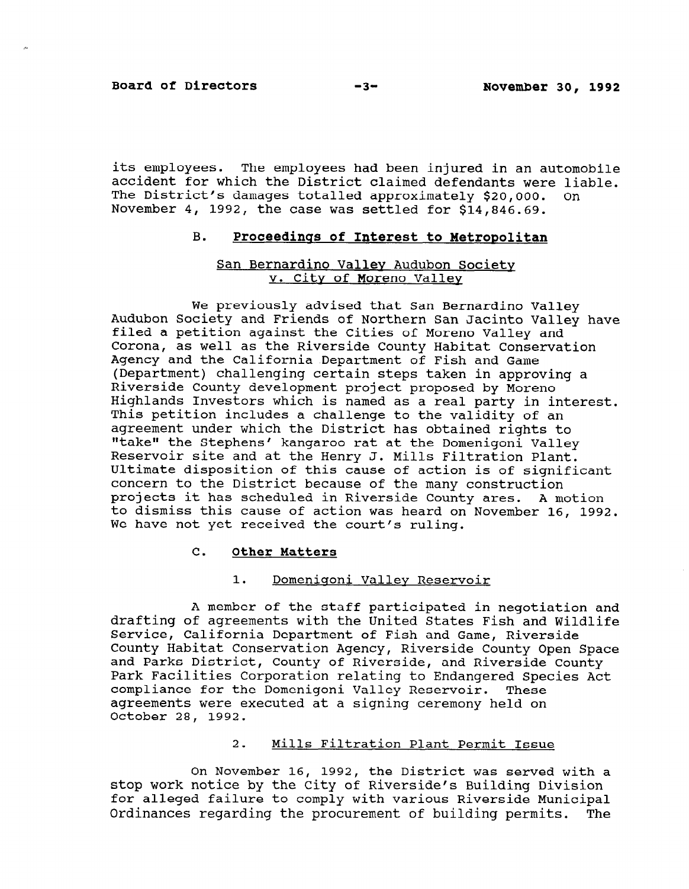its employees. The employees had been injured in an automobile accident for which the District claimed defendants were liable. The District's damages totalled approximately $20,000. On November 4, 1992, the case was settled for $14,846.69.

### B. **Proceedings of Interest to Metropolitan**

San Bernardino Valley Audubon Society v. City of Moreno Valley

We previously advised that San Bernardino Valley Audubon Society and Friends of Northern San Jacinto Valley have filed a petition against the Cities of Moreno Valley and Corona, as well as the Riverside County Habitat Conservation Agency and the California Department of Fish and Game (Department) challenging certain steps taken in approving a Riverside County development project proposed by Moreno Highlands Investors which is named as a real party in interest. This petition includes a challenge to the validity of an agreement under which the District has obtained rights to "take" the Stephens' kangaroo rat at the Domenigoni Valley Reservoir site and at the Henry J. Mills Filtration Plant. Ultimate disposition of this cause of action is of significant concern to the District because of the many construction projects it has scheduled in Riverside County ares. A motion to dismiss this cause of action was heard on November 16, 1992. We have not yet received the court's ruling.

### C. **Other Matters**

1. Domenigoni Valley Reservoir

A member of the staff participated in negotiation and drafting of agreements with the United States Fish and Wildlife Service, California Department of Fish and Game, Riverside County Habitat Conservation Agency, Riverside County Open Space and Parks District, County of Riverside, and Riverside County Park Facilities Corporation relating to Endangered Species Act compliance for the Domenigoni Valley Reservoir. These agreements were executed at a signing ceremony held on October 28, 1992.

2. Mills Filtration Plant Permit Issue

On November 16, 1992, the District was served with a stop work notice by the City of Riverside's Building Division for alleged failure to comply with various Riverside Municipal Ordinances regarding the procurement of building permits. The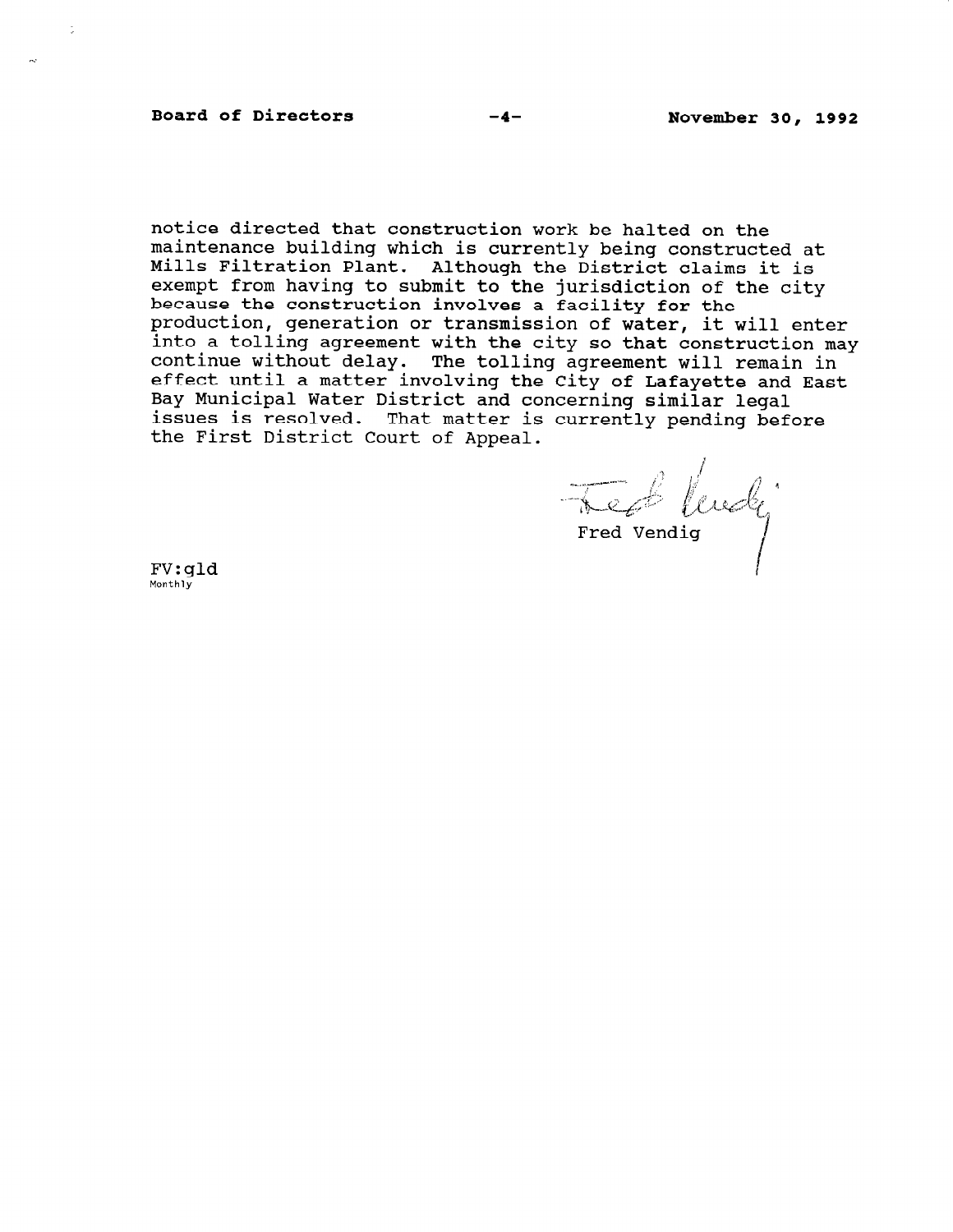notice directed that construction work be halted on the maintenance building which is currently being constructed at Mills Filtration Plant. Although the District claims it is exempt from having to submit to the jurisdiction of the city because the construction involves a facility for the production, generation or transmission of water, it will enter into a tolling agreement with the city so that construction may continue without delay. The tolling agreement will remain in effect until a matter involving the City of Lafayette and East Bay Municipal Water District and concerning similar legal issues is resolved. That matter is currently pending before the First District Court of Appeal.

Fred Vendig

FV:gld
Monthly